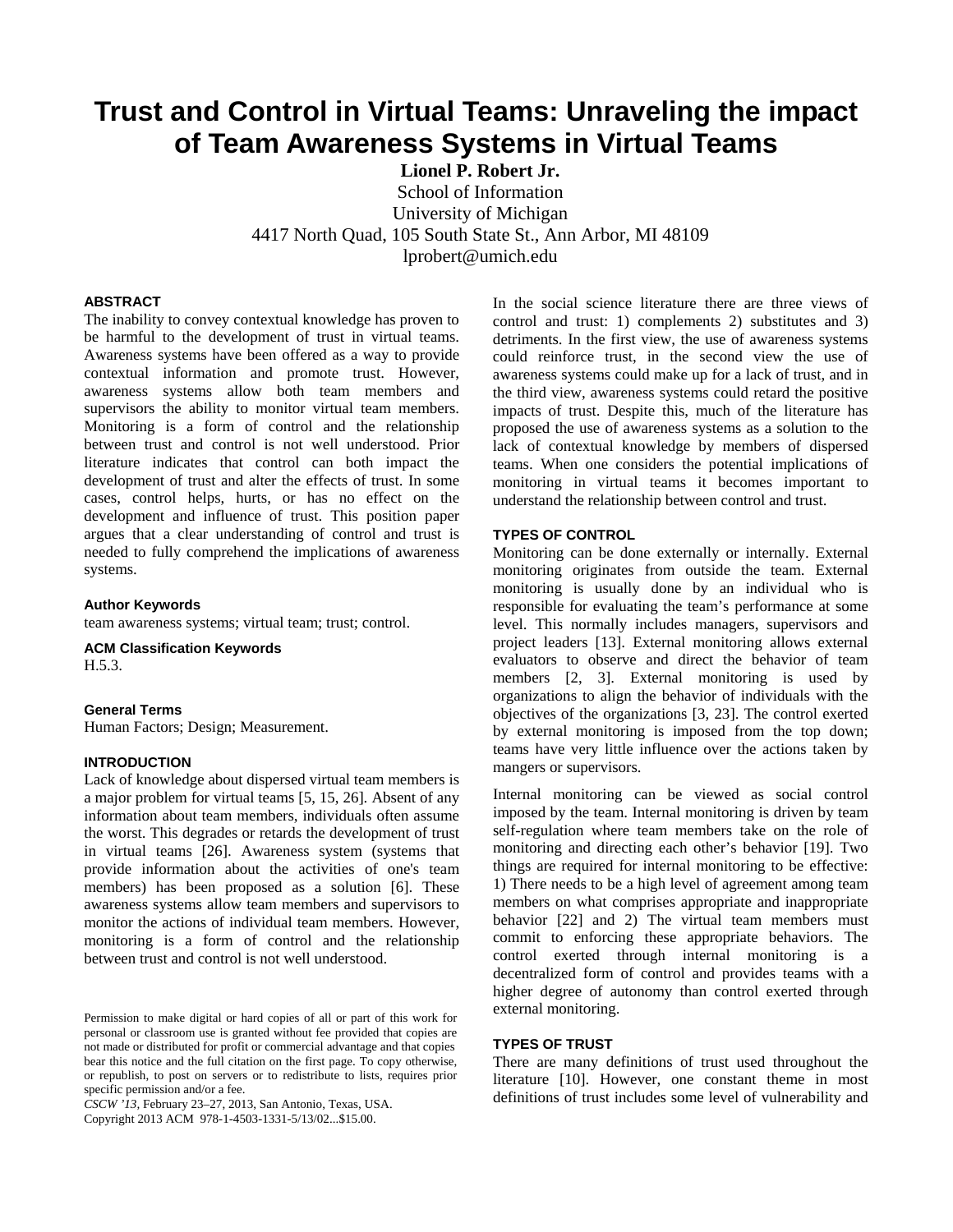# Trust and Control in Virtual Teams: Unraveling the impact of Team Awareness Systems in Virtual Teams

**Lionel P. Robert Jr.**
School of Information
University of Michigan
4417 North Quad, 105 South State St., Ann Arbor, MI 48109
lprobert@umich.edu

## ABSTRACT

The inability to convey contextual knowledge has proven to be harmful to the development of trust in virtual teams. Awareness systems have been offered as a way to provide contextual information and promote trust. However, awareness systems allow both team members and supervisors the ability to monitor virtual team members. Monitoring is a form of control and the relationship between trust and control is not well understood. Prior literature indicates that control can both impact the development of trust and alter the effects of trust. In some cases, control helps, hurts, or has no effect on the development and influence of trust. This position paper argues that a clear understanding of control and trust is needed to fully comprehend the implications of awareness systems.

### Author Keywords

team awareness systems; virtual team; trust; control.

### ACM Classification Keywords

H.5.3.

### General Terms

Human Factors; Design; Measurement.

## INTRODUCTION

Lack of knowledge about dispersed virtual team members is a major problem for virtual teams [5, 15, 26]. Absent of any information about team members, individuals often assume the worst. This degrades or retards the development of trust in virtual teams [26]. Awareness system (systems that provide information about the activities of one's team members) has been proposed as a solution [6]. These awareness systems allow team members and supervisors to monitor the actions of individual team members. However, monitoring is a form of control and the relationship between trust and control is not well understood.

Permission to make digital or hard copies of all or part of this work for personal or classroom use is granted without fee provided that copies are not made or distributed for profit or commercial advantage and that copies bear this notice and the full citation on the first page. To copy otherwise, or republish, to post on servers or to redistribute to lists, requires prior specific permission and/or a fee.
*CSCW '13*, February 23–27, 2013, San Antonio, Texas, USA.
Copyright 2013 ACM 978-1-4503-1331-5/13/02...$15.00.

In the social science literature there are three views of control and trust: 1) complements 2) substitutes and 3) detriments. In the first view, the use of awareness systems could reinforce trust, in the second view the use of awareness systems could make up for a lack of trust, and in the third view, awareness systems could retard the positive impacts of trust. Despite this, much of the literature has proposed the use of awareness systems as a solution to the lack of contextual knowledge by members of dispersed teams. When one considers the potential implications of monitoring in virtual teams it becomes important to understand the relationship between control and trust.

## TYPES OF CONTROL

Monitoring can be done externally or internally. External monitoring originates from outside the team. External monitoring is usually done by an individual who is responsible for evaluating the team's performance at some level. This normally includes managers, supervisors and project leaders [13]. External monitoring allows external evaluators to observe and direct the behavior of team members [2, 3]. External monitoring is used by organizations to align the behavior of individuals with the objectives of the organizations [3, 23]. The control exerted by external monitoring is imposed from the top down; teams have very little influence over the actions taken by mangers or supervisors.

Internal monitoring can be viewed as social control imposed by the team. Internal monitoring is driven by team self-regulation where team members take on the role of monitoring and directing each other's behavior [19]. Two things are required for internal monitoring to be effective: 1) There needs to be a high level of agreement among team members on what comprises appropriate and inappropriate behavior [22] and 2) The virtual team members must commit to enforcing these appropriate behaviors. The control exerted through internal monitoring is a decentralized form of control and provides teams with a higher degree of autonomy than control exerted through external monitoring.

## TYPES OF TRUST

There are many definitions of trust used throughout the literature [10]. However, one constant theme in most definitions of trust includes some level of vulnerability and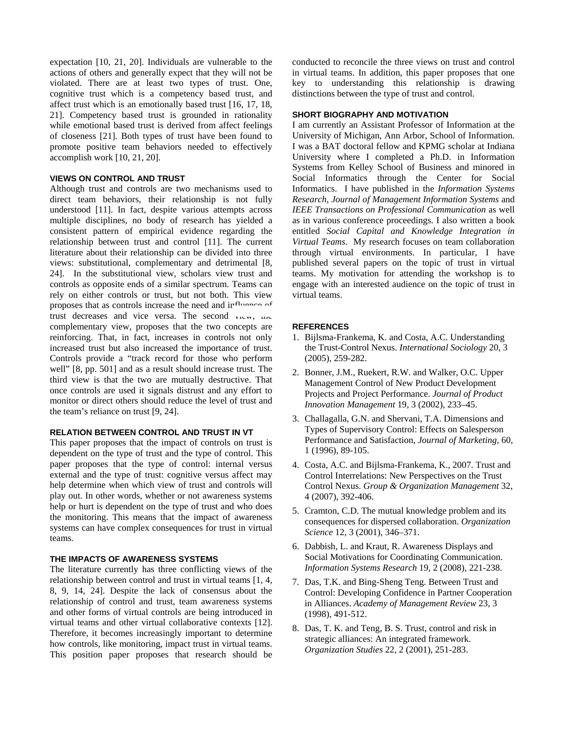expectation [10, 21, 20]. Individuals are vulnerable to the actions of others and generally expect that they will not be violated. There are at least two types of trust. One, cognitive trust which is a competency based trust, and affect trust which is an emotionally based trust [16, 17, 18, 21]. Competency based trust is grounded in rationality while emotional based trust is derived from affect feelings of closeness [21]. Both types of trust have been found to promote positive team behaviors needed to effectively accomplish work [10, 21, 20].

### VIEWS ON CONTROL AND TRUST

Although trust and controls are two mechanisms used to direct team behaviors, their relationship is not fully understood [11]. In fact, despite various attempts across multiple disciplines, no body of research has yielded a consistent pattern of empirical evidence regarding the relationship between trust and control [11]. The current literature about their relationship can be divided into three views: substitutional, complementary and detrimental [8, 24]. In the substitutional view, scholars view trust and controls as opposite ends of a similar spectrum. Teams can rely on either controls or trust, but not both. This view proposes that as controls increase the need and influence of trust decreases and vice versa. The second view, the complementary view, proposes that the two concepts are reinforcing. That, in fact, increases in controls not only increased trust but also increased the importance of trust. Controls provide a "track record for those who perform well" [8, pp. 501] and as a result should increase trust. The third view is that the two are mutually destructive. That once controls are used it signals distrust and any effort to monitor or direct others should reduce the level of trust and the team's reliance on trust [9, 24].

### RELATION BETWEEN CONTROL AND TRUST IN VT

This paper proposes that the impact of controls on trust is dependent on the type of trust and the type of control. This paper proposes that the type of control: internal versus external and the type of trust: cognitive versus affect may help determine when which view of trust and controls will play out. In other words, whether or not awareness systems help or hurt is dependent on the type of trust and who does the monitoring. This means that the impact of awareness systems can have complex consequences for trust in virtual teams.

### THE IMPACTS OF AWARENESS SYSTEMS

The literature currently has three conflicting views of the relationship between control and trust in virtual teams [1, 4, 8, 9, 14, 24]. Despite the lack of consensus about the relationship of control and trust, team awareness systems and other forms of virtual controls are being introduced in virtual teams and other virtual collaborative contexts [12]. Therefore, it becomes increasingly important to determine how controls, like monitoring, impact trust in virtual teams. This position paper proposes that research should be conducted to reconcile the three views on trust and control in virtual teams. In addition, this paper proposes that one key to understanding this relationship is drawing distinctions between the type of trust and control.

### SHORT BIOGRAPHY AND MOTIVATION

I am currently an Assistant Professor of Information at the University of Michigan, Ann Arbor, School of Information. I was a BAT doctoral fellow and KPMG scholar at Indiana University where I completed a Ph.D. in Information Systems from Kelley School of Business and minored in Social Informatics through the Center for Social Informatics. I have published in the *Information Systems Research*, *Journal of Management Information Systems* and *IEEE Transactions on Professional Communication* as well as in various conference proceedings. I also written a book entitled *Social Capital and Knowledge Integration in Virtual Teams*. My research focuses on team collaboration through virtual environments. In particular, I have published several papers on the topic of trust in virtual teams. My motivation for attending the workshop is to engage with an interested audience on the topic of trust in virtual teams.

### REFERENCES

1. Bijlsma-Frankema, K. and Costa, A.C. Understanding the Trust-Control Nexus. *International Sociology* 20, 3 (2005), 259-282.
2. Bonner, J.M., Ruekert, R.W. and Walker, O.C. Upper Management Control of New Product Development Projects and Project Performance. *Journal of Product Innovation Management* 19, 3 (2002), 233–45.
3. Challagalla, G.N. and Shervani, T.A. Dimensions and Types of Supervisory Control: Effects on Salesperson Performance and Satisfaction, *Journal of Marketing*, 60, 1 (1996), 89-105.
4. Costa, A.C. and Bijlsma-Frankema, K., 2007. Trust and Control Interrelations: New Perspectives on the Trust Control Nexus. *Group & Organization Management* 32, 4 (2007), 392-406.
5. Cramton, C.D. The mutual knowledge problem and its consequences for dispersed collaboration. *Organization Science* 12, 3 (2001), 346–371.
6. Dabbish, L. and Kraut, R. Awareness Displays and Social Motivations for Coordinating Communication. *Information Systems Research* 19, 2 (2008), 221-238.
7. Das, T.K. and Bing-Sheng Teng. Between Trust and Control: Developing Confidence in Partner Cooperation in Alliances. *Academy of Management Review* 23, 3 (1998), 491-512.
8. Das, T. K. and Teng, B. S. Trust, control and risk in strategic alliances: An integrated framework. *Organization Studies* 22, 2 (2001), 251-283.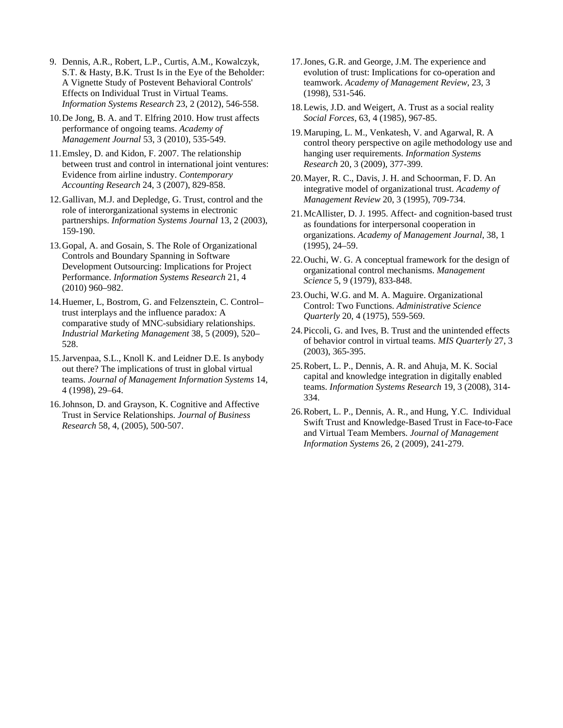9. Dennis, A.R., Robert, L.P., Curtis, A.M., Kowalczyk, S.T. & Hasty, B.K. Trust Is in the Eye of the Beholder: A Vignette Study of Postevent Behavioral Controls' Effects on Individual Trust in Virtual Teams. *Information Systems Research* 23, 2 (2012), 546-558.
10. De Jong, B. A. and T. Elfring 2010. How trust affects performance of ongoing teams. *Academy of Management Journal* 53, 3 (2010), 535-549.
11. Emsley, D. and Kidon, F. 2007. The relationship between trust and control in international joint ventures: Evidence from airline industry. *Contemporary Accounting Research* 24, 3 (2007), 829-858.
12. Gallivan, M.J. and Depledge, G. Trust, control and the role of interorganizational systems in electronic partnerships. *Information Systems Journal* 13, 2 (2003), 159-190.
13. Gopal, A. and Gosain, S. The Role of Organizational Controls and Boundary Spanning in Software Development Outsourcing: Implications for Project Performance. *Information Systems Research* 21, 4 (2010) 960–982.
14. Huemer, L, Bostrom, G. and Felzensztein, C. Control–trust interplays and the influence paradox: A comparative study of MNC-subsidiary relationships. *Industrial Marketing Management* 38, 5 (2009), 520–528.
15. Jarvenpaa, S.L., Knoll K. and Leidner D.E. Is anybody out there? The implications of trust in global virtual teams. *Journal of Management Information Systems* 14, 4 (1998), 29–64.
16. Johnson, D. and Grayson, K. Cognitive and Affective Trust in Service Relationships. *Journal of Business Research* 58, 4, (2005), 500-507.
17. Jones, G.R. and George, J.M. The experience and evolution of trust: Implications for co-operation and teamwork. *Academy of Management Review*, 23, 3 (1998), 531-546.
18. Lewis, J.D. and Weigert, A. Trust as a social reality *Social Forces*, 63, 4 (1985), 967-85.
19. Maruping, L. M., Venkatesh, V. and Agarwal, R. A control theory perspective on agile methodology use and hanging user requirements. *Information Systems Research* 20, 3 (2009), 377-399.
20. Mayer, R. C., Davis, J. H. and Schoorman, F. D. An integrative model of organizational trust. *Academy of Management Review* 20, 3 (1995), 709-734.
21. McAllister, D. J. 1995. Affect- and cognition-based trust as foundations for interpersonal cooperation in organizations. *Academy of Management Journal*, 38, 1 (1995), 24–59.
22. Ouchi, W. G. A conceptual framework for the design of organizational control mechanisms. *Management Science* 5, 9 (1979), 833-848.
23. Ouchi, W.G. and M. A. Maguire. Organizational Control: Two Functions. *Administrative Science Quarterly* 20, 4 (1975), 559-569.
24. Piccoli, G. and Ives, B. Trust and the unintended effects of behavior control in virtual teams. *MIS Quarterly* 27, 3 (2003), 365-395.
25. Robert, L. P., Dennis, A. R. and Ahuja, M. K. Social capital and knowledge integration in digitally enabled teams. *Information Systems Research* 19, 3 (2008), 314-334.
26. Robert, L. P., Dennis, A. R., and Hung, Y.C. Individual Swift Trust and Knowledge-Based Trust in Face-to-Face and Virtual Team Members. *Journal of Management Information Systems* 26, 2 (2009), 241-279.